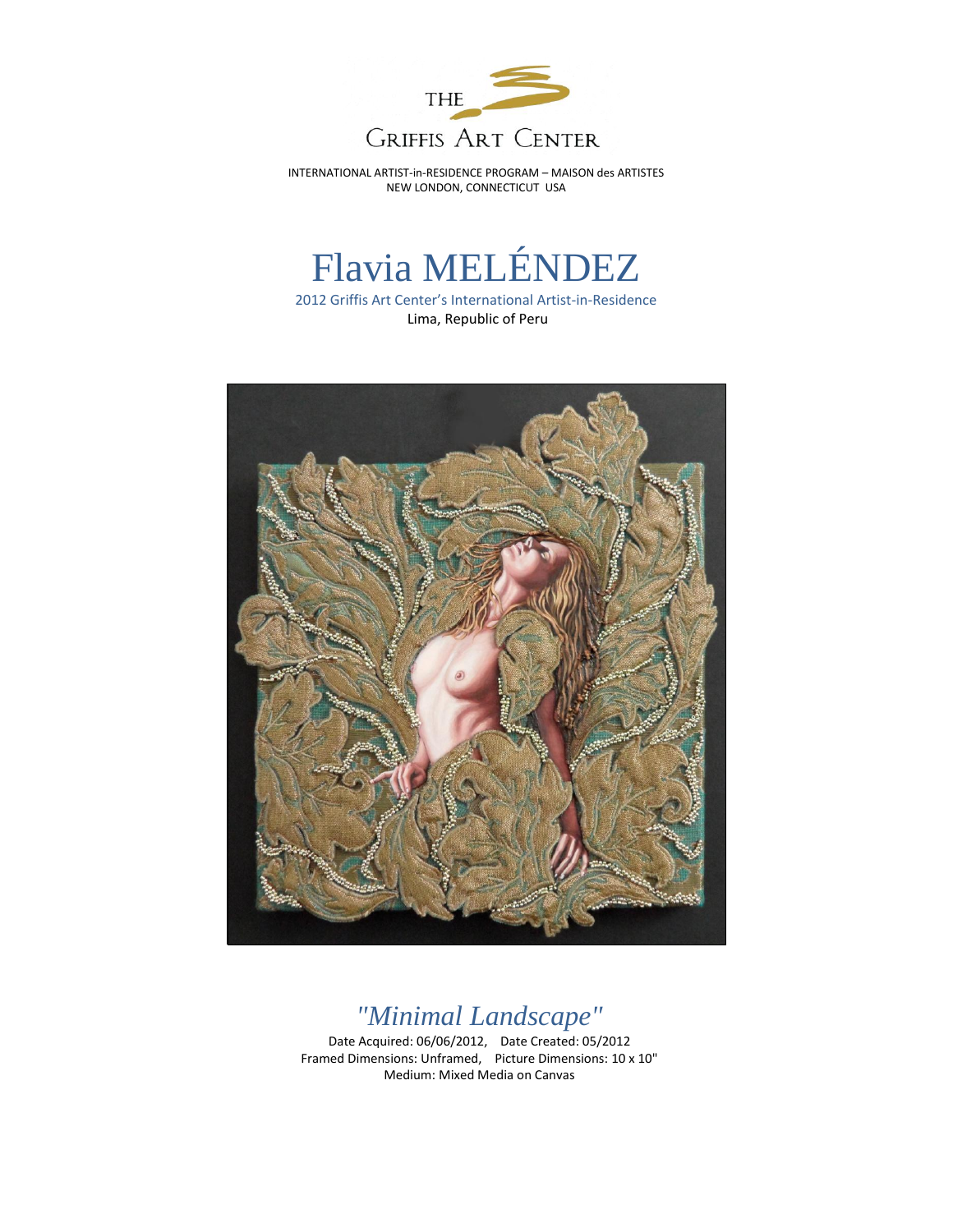THE

GRIFFIS ART CENTER

INTERNATIONAL ARTIST-in-RESIDENCE PROGRAM – MAISON des ARTISTES
NEW LONDON, CONNECTICUT USA

# Flavia MELÉNDEZ

2012 Griffis Art Center's International Artist-in-Residence
Lima, Republic of Peru

## *"Minimal Landscape"*

Date Acquired: 06/06/2012, Date Created: 05/2012
Framed Dimensions: Unframed, Picture Dimensions: 10 x 10"
Medium: Mixed Media on Canvas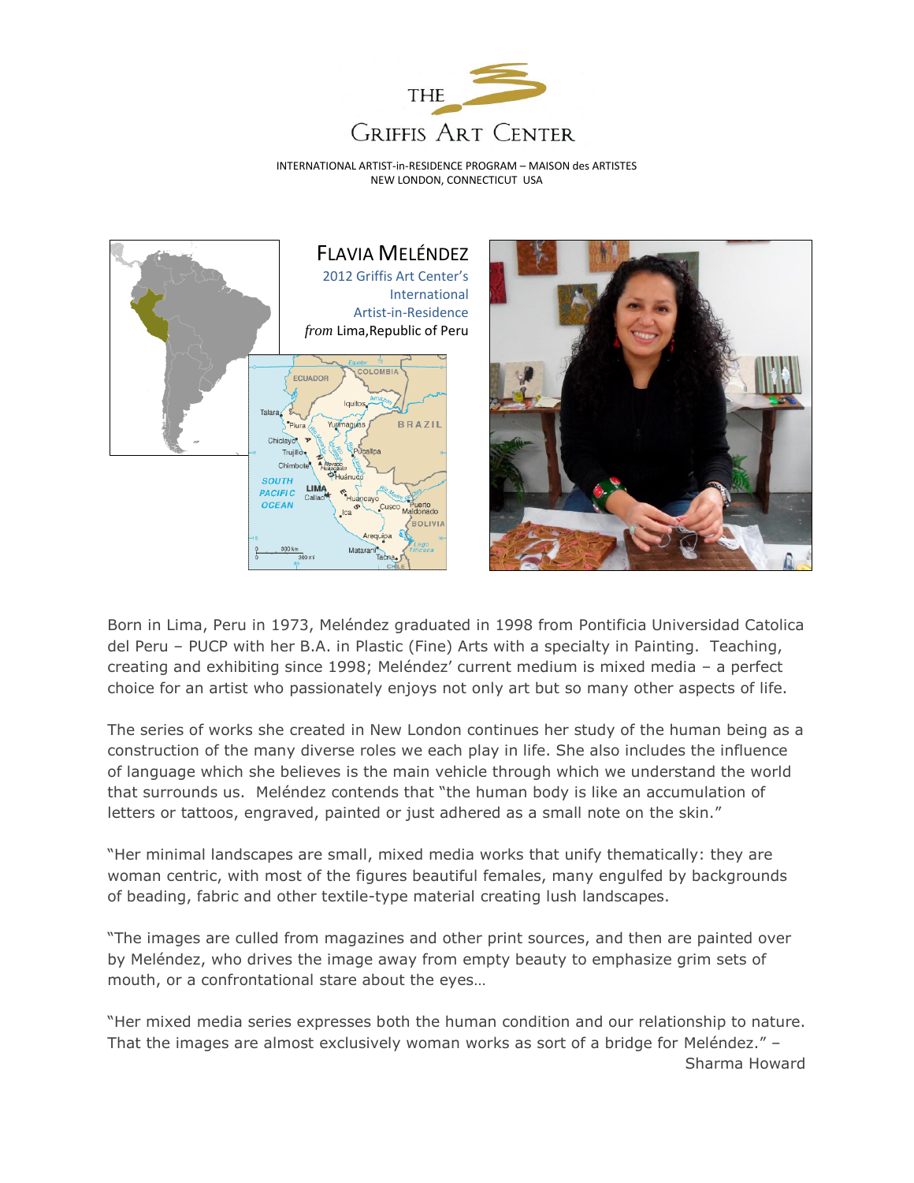THE

GRIFFIS ART CENTER

INTERNATIONAL ARTIST-in-RESIDENCE PROGRAM – MAISON des ARTISTES
NEW LONDON, CONNECTICUT USA

# FLAVIA MELÉNDEZ

2012 Griffis Art Center's International Artist-in-Residence

*from* Lima,Republic of Peru

Born in Lima, Peru in 1973, Meléndez graduated in 1998 from Pontificia Universidad Catolica del Peru – PUCP with her B.A. in Plastic (Fine) Arts with a specialty in Painting. Teaching, creating and exhibiting since 1998; Meléndez' current medium is mixed media – a perfect choice for an artist who passionately enjoys not only art but so many other aspects of life.

The series of works she created in New London continues her study of the human being as a construction of the many diverse roles we each play in life. She also includes the influence of language which she believes is the main vehicle through which we understand the world that surrounds us. Meléndez contends that "the human body is like an accumulation of letters or tattoos, engraved, painted or just adhered as a small note on the skin."

"Her minimal landscapes are small, mixed media works that unify thematically: they are woman centric, with most of the figures beautiful females, many engulfed by backgrounds of beading, fabric and other textile-type material creating lush landscapes.

"The images are culled from magazines and other print sources, and then are painted over by Meléndez, who drives the image away from empty beauty to emphasize grim sets of mouth, or a confrontational stare about the eyes…

"Her mixed media series expresses both the human condition and our relationship to nature. That the images are almost exclusively woman works as sort of a bridge for Meléndez." –
Sharma Howard